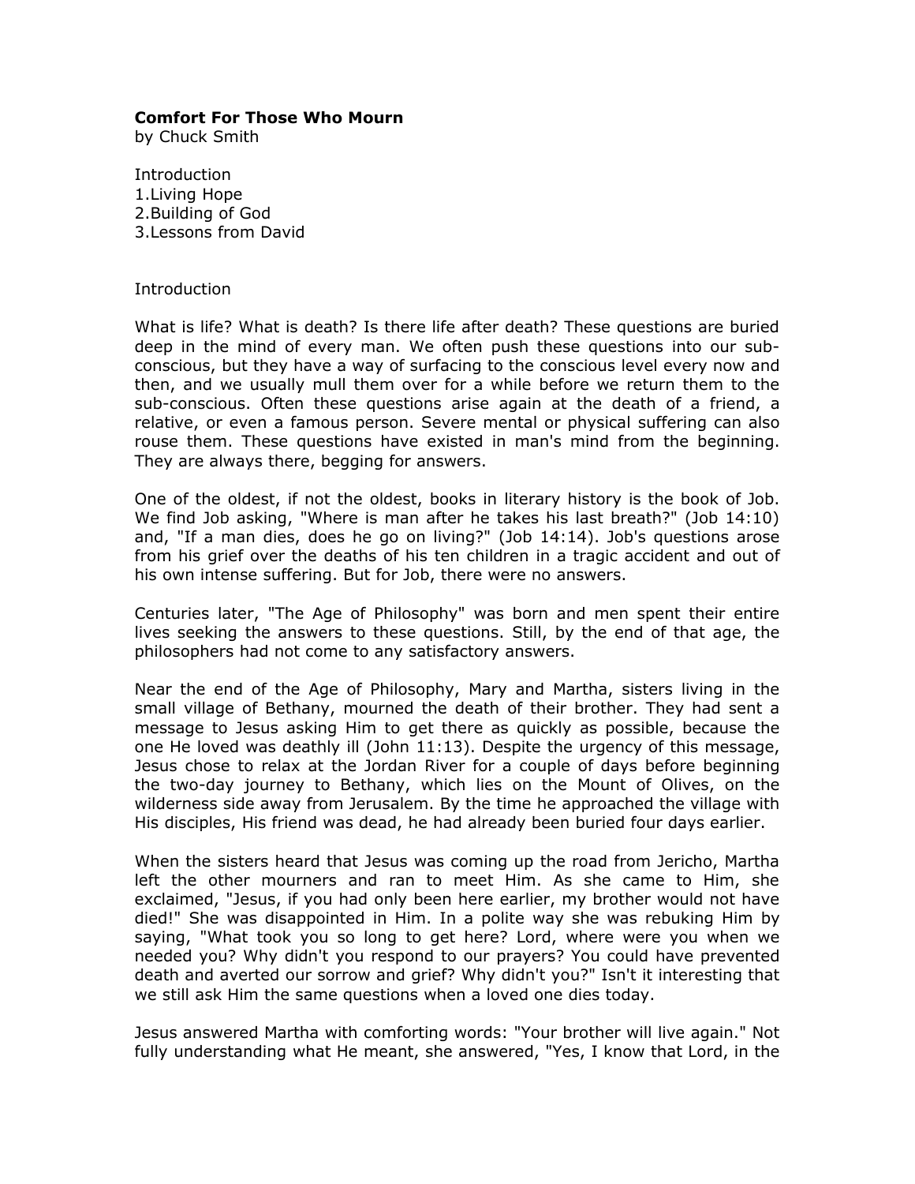**Comfort For Those Who Mourn**
by Chuck Smith

Introduction
1.Living Hope
2.Building of God
3.Lessons from David

Introduction

What is life? What is death? Is there life after death? These questions are buried deep in the mind of every man. We often push these questions into our sub-conscious, but they have a way of surfacing to the conscious level every now and then, and we usually mull them over for a while before we return them to the sub-conscious. Often these questions arise again at the death of a friend, a relative, or even a famous person. Severe mental or physical suffering can also rouse them. These questions have existed in man's mind from the beginning. They are always there, begging for answers.

One of the oldest, if not the oldest, books in literary history is the book of Job. We find Job asking, "Where is man after he takes his last breath?" (Job 14:10) and, "If a man dies, does he go on living?" (Job 14:14). Job's questions arose from his grief over the deaths of his ten children in a tragic accident and out of his own intense suffering. But for Job, there were no answers.

Centuries later, "The Age of Philosophy" was born and men spent their entire lives seeking the answers to these questions. Still, by the end of that age, the philosophers had not come to any satisfactory answers.

Near the end of the Age of Philosophy, Mary and Martha, sisters living in the small village of Bethany, mourned the death of their brother. They had sent a message to Jesus asking Him to get there as quickly as possible, because the one He loved was deathly ill (John 11:13). Despite the urgency of this message, Jesus chose to relax at the Jordan River for a couple of days before beginning the two-day journey to Bethany, which lies on the Mount of Olives, on the wilderness side away from Jerusalem. By the time he approached the village with His disciples, His friend was dead, he had already been buried four days earlier.

When the sisters heard that Jesus was coming up the road from Jericho, Martha left the other mourners and ran to meet Him. As she came to Him, she exclaimed, "Jesus, if you had only been here earlier, my brother would not have died!" She was disappointed in Him. In a polite way she was rebuking Him by saying, "What took you so long to get here? Lord, where were you when we needed you? Why didn't you respond to our prayers? You could have prevented death and averted our sorrow and grief? Why didn't you?" Isn't it interesting that we still ask Him the same questions when a loved one dies today.

Jesus answered Martha with comforting words: "Your brother will live again." Not fully understanding what He meant, she answered, "Yes, I know that Lord, in the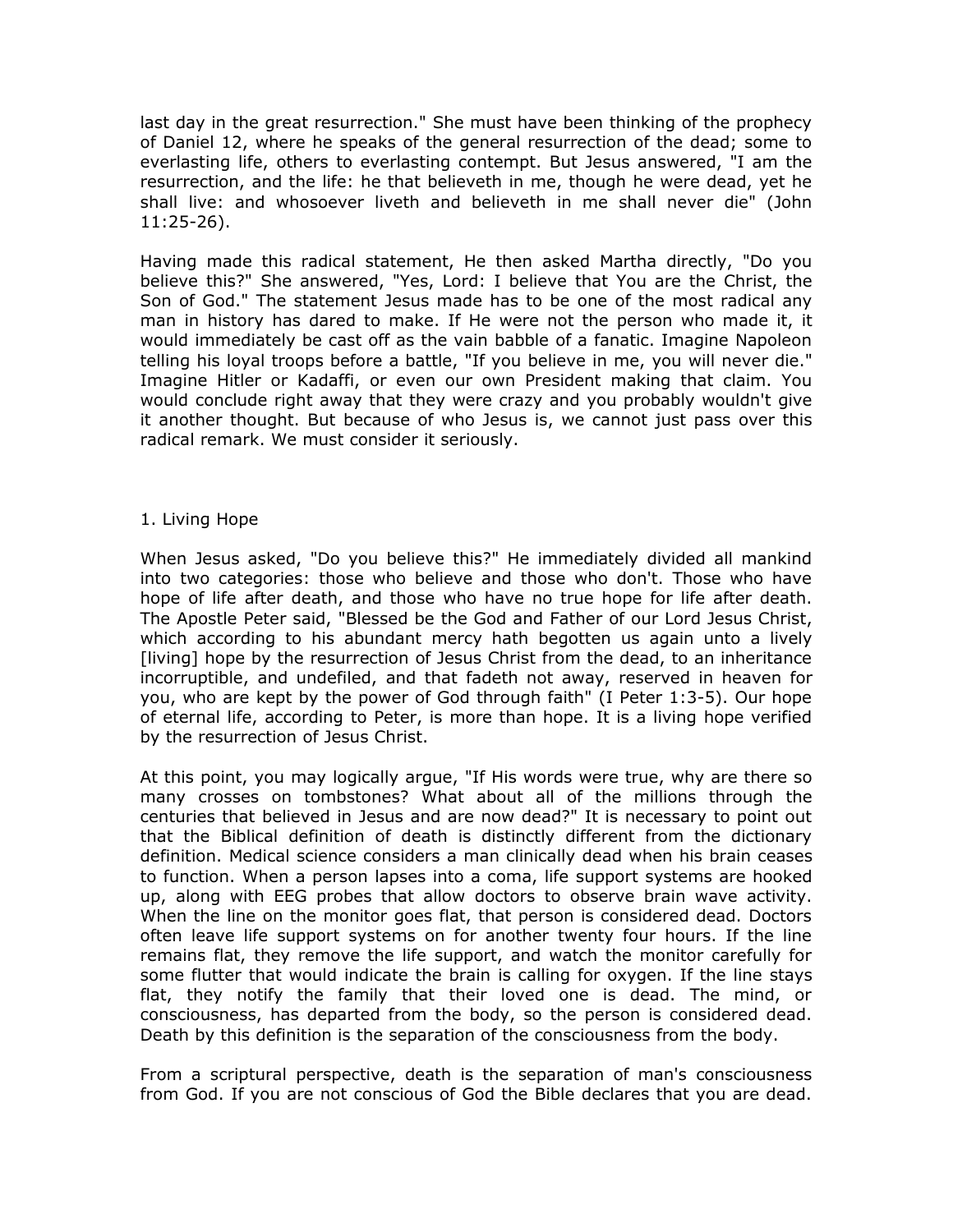last day in the great resurrection." She must have been thinking of the prophecy of Daniel 12, where he speaks of the general resurrection of the dead; some to everlasting life, others to everlasting contempt. But Jesus answered, "I am the resurrection, and the life: he that believeth in me, though he were dead, yet he shall live: and whosoever liveth and believeth in me shall never die" (John 11:25-26).

Having made this radical statement, He then asked Martha directly, "Do you believe this?" She answered, "Yes, Lord: I believe that You are the Christ, the Son of God." The statement Jesus made has to be one of the most radical any man in history has dared to make. If He were not the person who made it, it would immediately be cast off as the vain babble of a fanatic. Imagine Napoleon telling his loyal troops before a battle, "If you believe in me, you will never die." Imagine Hitler or Kadaffi, or even our own President making that claim. You would conclude right away that they were crazy and you probably wouldn't give it another thought. But because of who Jesus is, we cannot just pass over this radical remark. We must consider it seriously.

## 1. Living Hope

When Jesus asked, "Do you believe this?" He immediately divided all mankind into two categories: those who believe and those who don't. Those who have hope of life after death, and those who have no true hope for life after death. The Apostle Peter said, "Blessed be the God and Father of our Lord Jesus Christ, which according to his abundant mercy hath begotten us again unto a lively [living] hope by the resurrection of Jesus Christ from the dead, to an inheritance incorruptible, and undefiled, and that fadeth not away, reserved in heaven for you, who are kept by the power of God through faith" (I Peter 1:3-5). Our hope of eternal life, according to Peter, is more than hope. It is a living hope verified by the resurrection of Jesus Christ.

At this point, you may logically argue, "If His words were true, why are there so many crosses on tombstones? What about all of the millions through the centuries that believed in Jesus and are now dead?" It is necessary to point out that the Biblical definition of death is distinctly different from the dictionary definition. Medical science considers a man clinically dead when his brain ceases to function. When a person lapses into a coma, life support systems are hooked up, along with EEG probes that allow doctors to observe brain wave activity. When the line on the monitor goes flat, that person is considered dead. Doctors often leave life support systems on for another twenty four hours. If the line remains flat, they remove the life support, and watch the monitor carefully for some flutter that would indicate the brain is calling for oxygen. If the line stays flat, they notify the family that their loved one is dead. The mind, or consciousness, has departed from the body, so the person is considered dead. Death by this definition is the separation of the consciousness from the body.

From a scriptural perspective, death is the separation of man's consciousness from God. If you are not conscious of God the Bible declares that you are dead.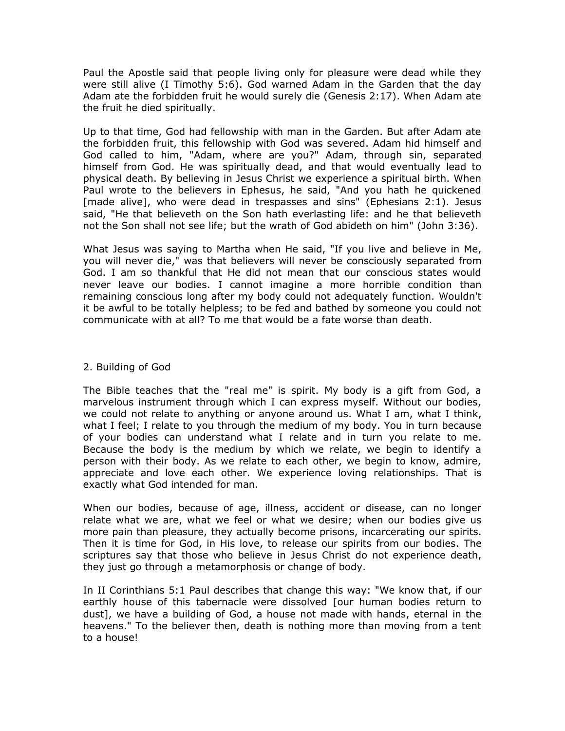Paul the Apostle said that people living only for pleasure were dead while they were still alive (I Timothy 5:6). God warned Adam in the Garden that the day Adam ate the forbidden fruit he would surely die (Genesis 2:17). When Adam ate the fruit he died spiritually.

Up to that time, God had fellowship with man in the Garden. But after Adam ate the forbidden fruit, this fellowship with God was severed. Adam hid himself and God called to him, "Adam, where are you?" Adam, through sin, separated himself from God. He was spiritually dead, and that would eventually lead to physical death. By believing in Jesus Christ we experience a spiritual birth. When Paul wrote to the believers in Ephesus, he said, "And you hath he quickened [made alive], who were dead in trespasses and sins" (Ephesians 2:1). Jesus said, "He that believeth on the Son hath everlasting life: and he that believeth not the Son shall not see life; but the wrath of God abideth on him" (John 3:36).

What Jesus was saying to Martha when He said, "If you live and believe in Me, you will never die," was that believers will never be consciously separated from God. I am so thankful that He did not mean that our conscious states would never leave our bodies. I cannot imagine a more horrible condition than remaining conscious long after my body could not adequately function. Wouldn't it be awful to be totally helpless; to be fed and bathed by someone you could not communicate with at all? To me that would be a fate worse than death.

## 2. Building of God

The Bible teaches that the "real me" is spirit. My body is a gift from God, a marvelous instrument through which I can express myself. Without our bodies, we could not relate to anything or anyone around us. What I am, what I think, what I feel; I relate to you through the medium of my body. You in turn because of your bodies can understand what I relate and in turn you relate to me. Because the body is the medium by which we relate, we begin to identify a person with their body. As we relate to each other, we begin to know, admire, appreciate and love each other. We experience loving relationships. That is exactly what God intended for man.

When our bodies, because of age, illness, accident or disease, can no longer relate what we are, what we feel or what we desire; when our bodies give us more pain than pleasure, they actually become prisons, incarcerating our spirits. Then it is time for God, in His love, to release our spirits from our bodies. The scriptures say that those who believe in Jesus Christ do not experience death, they just go through a metamorphosis or change of body.

In II Corinthians 5:1 Paul describes that change this way: "We know that, if our earthly house of this tabernacle were dissolved [our human bodies return to dust], we have a building of God, a house not made with hands, eternal in the heavens." To the believer then, death is nothing more than moving from a tent to a house!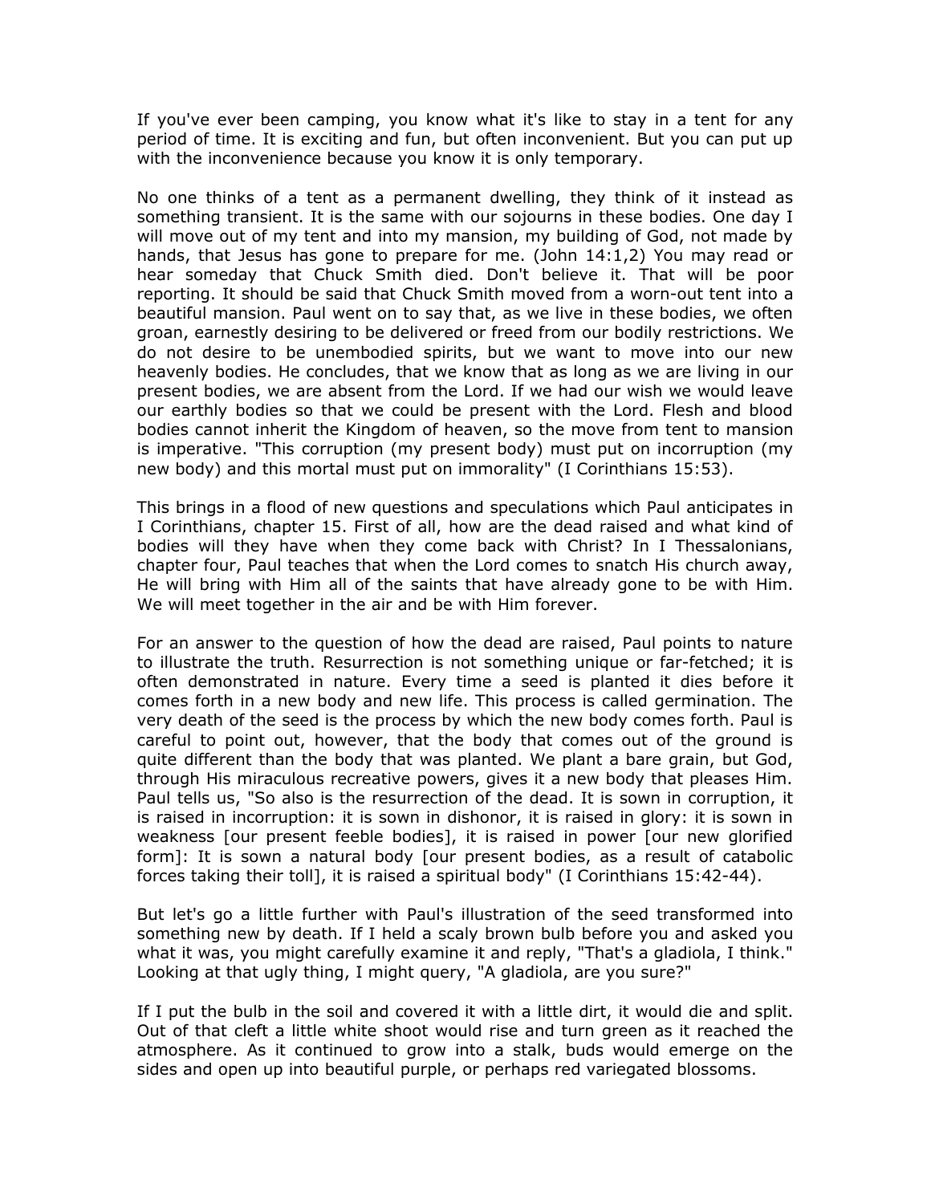If you've ever been camping, you know what it's like to stay in a tent for any period of time. It is exciting and fun, but often inconvenient. But you can put up with the inconvenience because you know it is only temporary.

No one thinks of a tent as a permanent dwelling, they think of it instead as something transient. It is the same with our sojourns in these bodies. One day I will move out of my tent and into my mansion, my building of God, not made by hands, that Jesus has gone to prepare for me. (John 14:1,2) You may read or hear someday that Chuck Smith died. Don't believe it. That will be poor reporting. It should be said that Chuck Smith moved from a worn-out tent into a beautiful mansion. Paul went on to say that, as we live in these bodies, we often groan, earnestly desiring to be delivered or freed from our bodily restrictions. We do not desire to be unembodied spirits, but we want to move into our new heavenly bodies. He concludes, that we know that as long as we are living in our present bodies, we are absent from the Lord. If we had our wish we would leave our earthly bodies so that we could be present with the Lord. Flesh and blood bodies cannot inherit the Kingdom of heaven, so the move from tent to mansion is imperative. "This corruption (my present body) must put on incorruption (my new body) and this mortal must put on immorality" (I Corinthians 15:53).

This brings in a flood of new questions and speculations which Paul anticipates in I Corinthians, chapter 15. First of all, how are the dead raised and what kind of bodies will they have when they come back with Christ? In I Thessalonians, chapter four, Paul teaches that when the Lord comes to snatch His church away, He will bring with Him all of the saints that have already gone to be with Him. We will meet together in the air and be with Him forever.

For an answer to the question of how the dead are raised, Paul points to nature to illustrate the truth. Resurrection is not something unique or far-fetched; it is often demonstrated in nature. Every time a seed is planted it dies before it comes forth in a new body and new life. This process is called germination. The very death of the seed is the process by which the new body comes forth. Paul is careful to point out, however, that the body that comes out of the ground is quite different than the body that was planted. We plant a bare grain, but God, through His miraculous recreative powers, gives it a new body that pleases Him. Paul tells us, "So also is the resurrection of the dead. It is sown in corruption, it is raised in incorruption: it is sown in dishonor, it is raised in glory: it is sown in weakness [our present feeble bodies], it is raised in power [our new glorified form]: It is sown a natural body [our present bodies, as a result of catabolic forces taking their toll], it is raised a spiritual body" (I Corinthians 15:42-44).

But let's go a little further with Paul's illustration of the seed transformed into something new by death. If I held a scaly brown bulb before you and asked you what it was, you might carefully examine it and reply, "That's a gladiola, I think." Looking at that ugly thing, I might query, "A gladiola, are you sure?"

If I put the bulb in the soil and covered it with a little dirt, it would die and split. Out of that cleft a little white shoot would rise and turn green as it reached the atmosphere. As it continued to grow into a stalk, buds would emerge on the sides and open up into beautiful purple, or perhaps red variegated blossoms.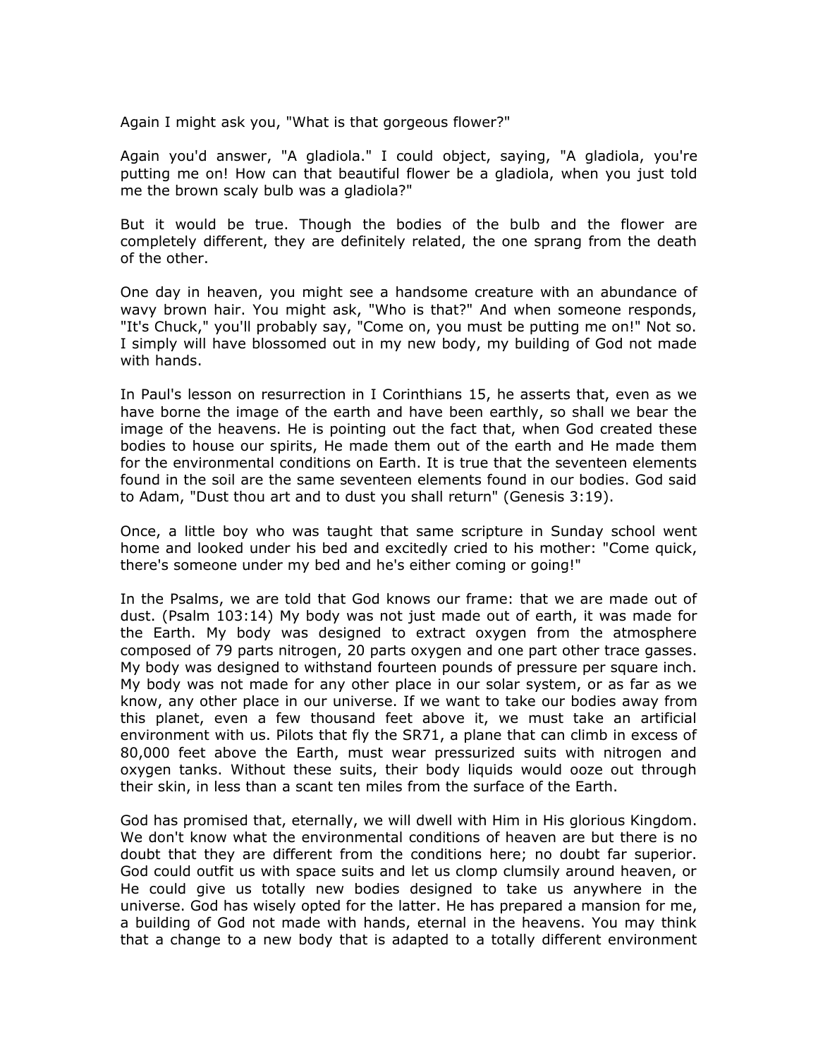Again I might ask you, "What is that gorgeous flower?"

Again you'd answer, "A gladiola." I could object, saying, "A gladiola, you're putting me on! How can that beautiful flower be a gladiola, when you just told me the brown scaly bulb was a gladiola?"

But it would be true. Though the bodies of the bulb and the flower are completely different, they are definitely related, the one sprang from the death of the other.

One day in heaven, you might see a handsome creature with an abundance of wavy brown hair. You might ask, "Who is that?" And when someone responds, "It's Chuck," you'll probably say, "Come on, you must be putting me on!" Not so. I simply will have blossomed out in my new body, my building of God not made with hands.

In Paul's lesson on resurrection in I Corinthians 15, he asserts that, even as we have borne the image of the earth and have been earthly, so shall we bear the image of the heavens. He is pointing out the fact that, when God created these bodies to house our spirits, He made them out of the earth and He made them for the environmental conditions on Earth. It is true that the seventeen elements found in the soil are the same seventeen elements found in our bodies. God said to Adam, "Dust thou art and to dust you shall return" (Genesis 3:19).

Once, a little boy who was taught that same scripture in Sunday school went home and looked under his bed and excitedly cried to his mother: "Come quick, there's someone under my bed and he's either coming or going!"

In the Psalms, we are told that God knows our frame: that we are made out of dust. (Psalm 103:14) My body was not just made out of earth, it was made for the Earth. My body was designed to extract oxygen from the atmosphere composed of 79 parts nitrogen, 20 parts oxygen and one part other trace gasses. My body was designed to withstand fourteen pounds of pressure per square inch. My body was not made for any other place in our solar system, or as far as we know, any other place in our universe. If we want to take our bodies away from this planet, even a few thousand feet above it, we must take an artificial environment with us. Pilots that fly the SR71, a plane that can climb in excess of 80,000 feet above the Earth, must wear pressurized suits with nitrogen and oxygen tanks. Without these suits, their body liquids would ooze out through their skin, in less than a scant ten miles from the surface of the Earth.

God has promised that, eternally, we will dwell with Him in His glorious Kingdom. We don't know what the environmental conditions of heaven are but there is no doubt that they are different from the conditions here; no doubt far superior. God could outfit us with space suits and let us clomp clumsily around heaven, or He could give us totally new bodies designed to take us anywhere in the universe. God has wisely opted for the latter. He has prepared a mansion for me, a building of God not made with hands, eternal in the heavens. You may think that a change to a new body that is adapted to a totally different environment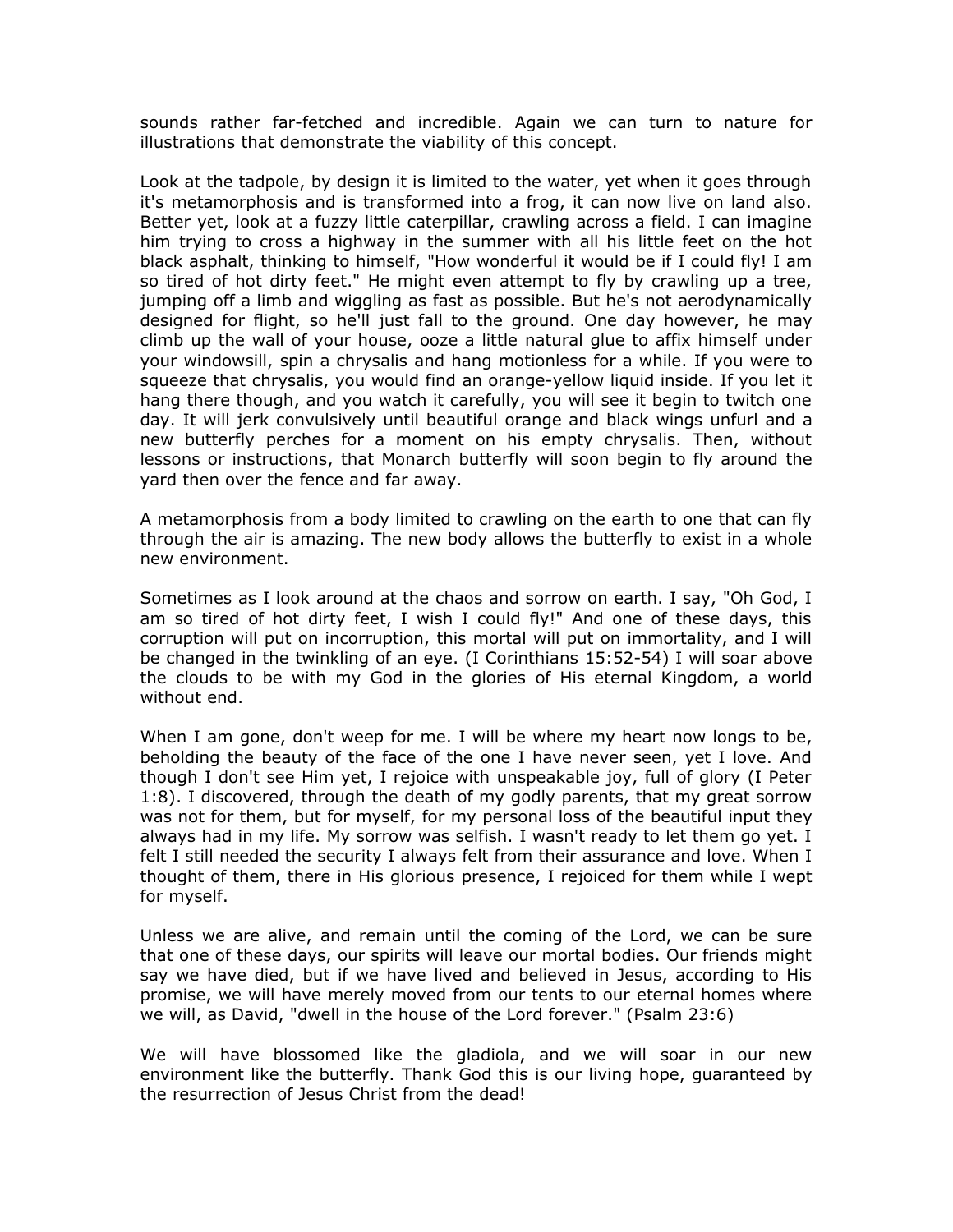sounds rather far-fetched and incredible. Again we can turn to nature for illustrations that demonstrate the viability of this concept.

Look at the tadpole, by design it is limited to the water, yet when it goes through it's metamorphosis and is transformed into a frog, it can now live on land also. Better yet, look at a fuzzy little caterpillar, crawling across a field. I can imagine him trying to cross a highway in the summer with all his little feet on the hot black asphalt, thinking to himself, "How wonderful it would be if I could fly! I am so tired of hot dirty feet." He might even attempt to fly by crawling up a tree, jumping off a limb and wiggling as fast as possible. But he's not aerodynamically designed for flight, so he'll just fall to the ground. One day however, he may climb up the wall of your house, ooze a little natural glue to affix himself under your windowsill, spin a chrysalis and hang motionless for a while. If you were to squeeze that chrysalis, you would find an orange-yellow liquid inside. If you let it hang there though, and you watch it carefully, you will see it begin to twitch one day. It will jerk convulsively until beautiful orange and black wings unfurl and a new butterfly perches for a moment on his empty chrysalis. Then, without lessons or instructions, that Monarch butterfly will soon begin to fly around the yard then over the fence and far away.

A metamorphosis from a body limited to crawling on the earth to one that can fly through the air is amazing. The new body allows the butterfly to exist in a whole new environment.

Sometimes as I look around at the chaos and sorrow on earth. I say, "Oh God, I am so tired of hot dirty feet, I wish I could fly!" And one of these days, this corruption will put on incorruption, this mortal will put on immortality, and I will be changed in the twinkling of an eye. (I Corinthians 15:52-54) I will soar above the clouds to be with my God in the glories of His eternal Kingdom, a world without end.

When I am gone, don't weep for me. I will be where my heart now longs to be, beholding the beauty of the face of the one I have never seen, yet I love. And though I don't see Him yet, I rejoice with unspeakable joy, full of glory (I Peter 1:8). I discovered, through the death of my godly parents, that my great sorrow was not for them, but for myself, for my personal loss of the beautiful input they always had in my life. My sorrow was selfish. I wasn't ready to let them go yet. I felt I still needed the security I always felt from their assurance and love. When I thought of them, there in His glorious presence, I rejoiced for them while I wept for myself.

Unless we are alive, and remain until the coming of the Lord, we can be sure that one of these days, our spirits will leave our mortal bodies. Our friends might say we have died, but if we have lived and believed in Jesus, according to His promise, we will have merely moved from our tents to our eternal homes where we will, as David, "dwell in the house of the Lord forever." (Psalm 23:6)

We will have blossomed like the gladiola, and we will soar in our new environment like the butterfly. Thank God this is our living hope, guaranteed by the resurrection of Jesus Christ from the dead!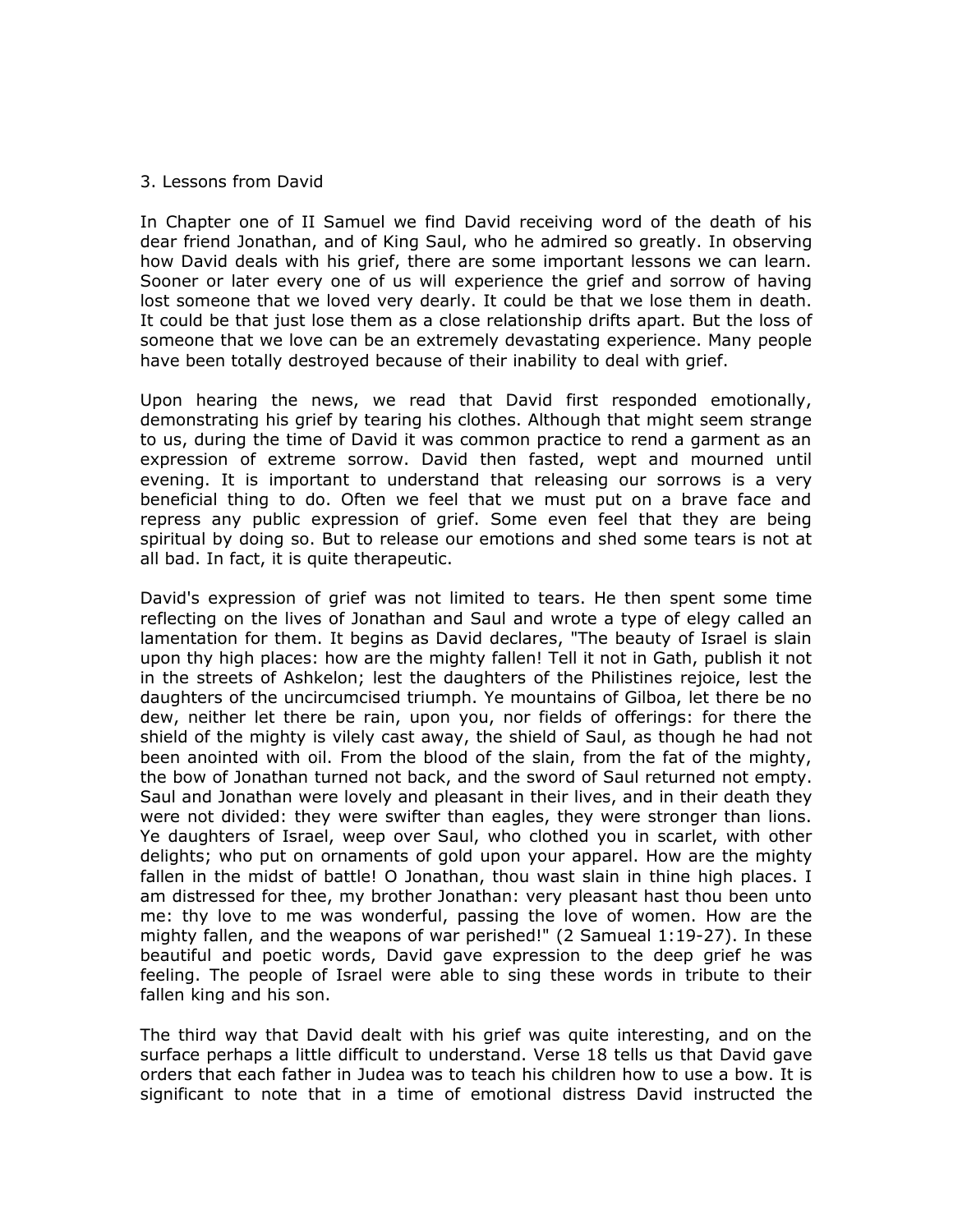3. Lessons from David

In Chapter one of II Samuel we find David receiving word of the death of his dear friend Jonathan, and of King Saul, who he admired so greatly. In observing how David deals with his grief, there are some important lessons we can learn. Sooner or later every one of us will experience the grief and sorrow of having lost someone that we loved very dearly. It could be that we lose them in death. It could be that just lose them as a close relationship drifts apart. But the loss of someone that we love can be an extremely devastating experience. Many people have been totally destroyed because of their inability to deal with grief.

Upon hearing the news, we read that David first responded emotionally, demonstrating his grief by tearing his clothes. Although that might seem strange to us, during the time of David it was common practice to rend a garment as an expression of extreme sorrow. David then fasted, wept and mourned until evening. It is important to understand that releasing our sorrows is a very beneficial thing to do. Often we feel that we must put on a brave face and repress any public expression of grief. Some even feel that they are being spiritual by doing so. But to release our emotions and shed some tears is not at all bad. In fact, it is quite therapeutic.

David's expression of grief was not limited to tears. He then spent some time reflecting on the lives of Jonathan and Saul and wrote a type of elegy called an lamentation for them. It begins as David declares, "The beauty of Israel is slain upon thy high places: how are the mighty fallen! Tell it not in Gath, publish it not in the streets of Ashkelon; lest the daughters of the Philistines rejoice, lest the daughters of the uncircumcised triumph. Ye mountains of Gilboa, let there be no dew, neither let there be rain, upon you, nor fields of offerings: for there the shield of the mighty is vilely cast away, the shield of Saul, as though he had not been anointed with oil. From the blood of the slain, from the fat of the mighty, the bow of Jonathan turned not back, and the sword of Saul returned not empty. Saul and Jonathan were lovely and pleasant in their lives, and in their death they were not divided: they were swifter than eagles, they were stronger than lions. Ye daughters of Israel, weep over Saul, who clothed you in scarlet, with other delights; who put on ornaments of gold upon your apparel. How are the mighty fallen in the midst of battle! O Jonathan, thou wast slain in thine high places. I am distressed for thee, my brother Jonathan: very pleasant hast thou been unto me: thy love to me was wonderful, passing the love of women. How are the mighty fallen, and the weapons of war perished!" (2 Samueal 1:19-27). In these beautiful and poetic words, David gave expression to the deep grief he was feeling. The people of Israel were able to sing these words in tribute to their fallen king and his son.

The third way that David dealt with his grief was quite interesting, and on the surface perhaps a little difficult to understand. Verse 18 tells us that David gave orders that each father in Judea was to teach his children how to use a bow. It is significant to note that in a time of emotional distress David instructed the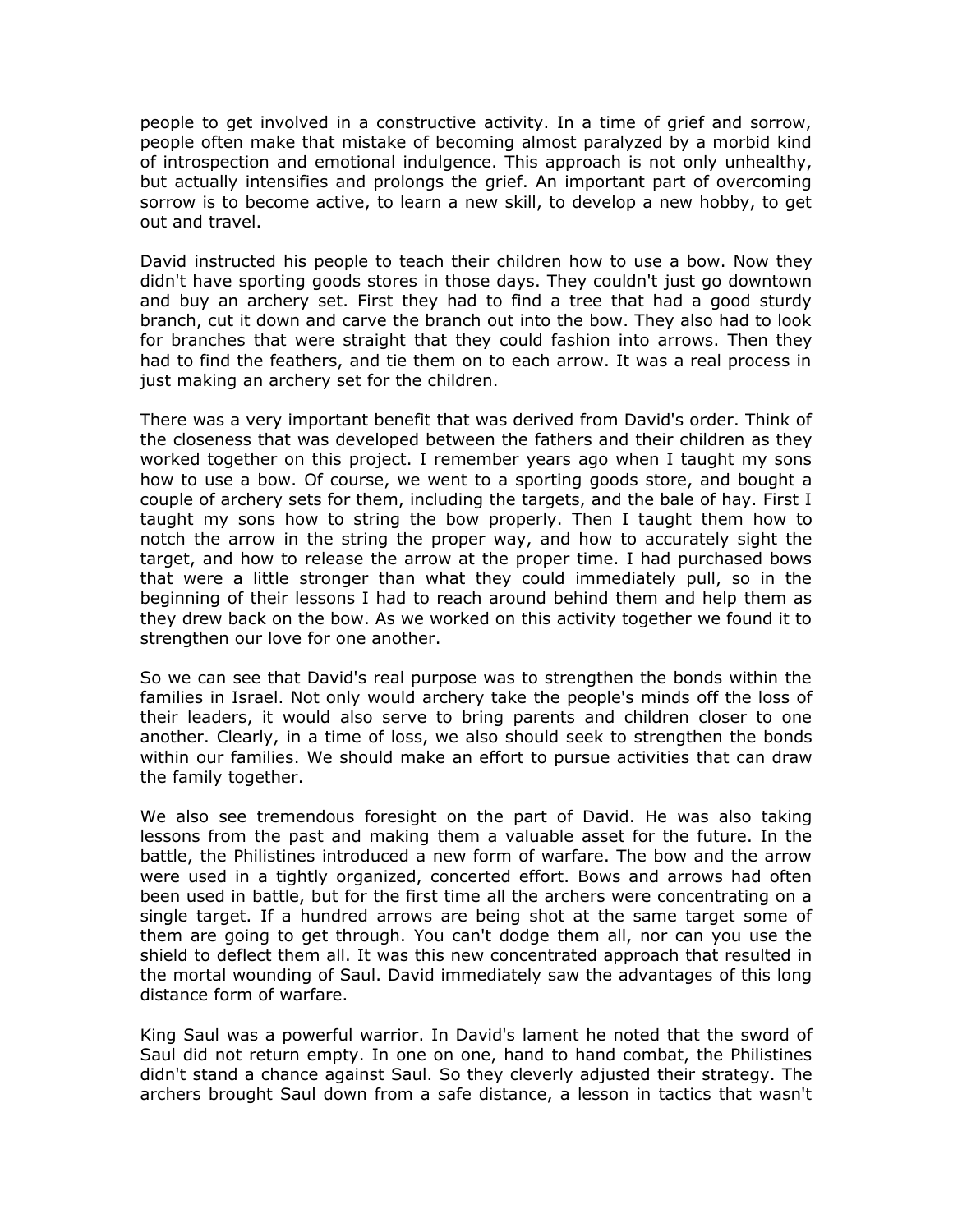people to get involved in a constructive activity. In a time of grief and sorrow, people often make that mistake of becoming almost paralyzed by a morbid kind of introspection and emotional indulgence. This approach is not only unhealthy, but actually intensifies and prolongs the grief. An important part of overcoming sorrow is to become active, to learn a new skill, to develop a new hobby, to get out and travel.

David instructed his people to teach their children how to use a bow. Now they didn't have sporting goods stores in those days. They couldn't just go downtown and buy an archery set. First they had to find a tree that had a good sturdy branch, cut it down and carve the branch out into the bow. They also had to look for branches that were straight that they could fashion into arrows. Then they had to find the feathers, and tie them on to each arrow. It was a real process in just making an archery set for the children.

There was a very important benefit that was derived from David's order. Think of the closeness that was developed between the fathers and their children as they worked together on this project. I remember years ago when I taught my sons how to use a bow. Of course, we went to a sporting goods store, and bought a couple of archery sets for them, including the targets, and the bale of hay. First I taught my sons how to string the bow properly. Then I taught them how to notch the arrow in the string the proper way, and how to accurately sight the target, and how to release the arrow at the proper time. I had purchased bows that were a little stronger than what they could immediately pull, so in the beginning of their lessons I had to reach around behind them and help them as they drew back on the bow. As we worked on this activity together we found it to strengthen our love for one another.

So we can see that David's real purpose was to strengthen the bonds within the families in Israel. Not only would archery take the people's minds off the loss of their leaders, it would also serve to bring parents and children closer to one another. Clearly, in a time of loss, we also should seek to strengthen the bonds within our families. We should make an effort to pursue activities that can draw the family together.

We also see tremendous foresight on the part of David. He was also taking lessons from the past and making them a valuable asset for the future. In the battle, the Philistines introduced a new form of warfare. The bow and the arrow were used in a tightly organized, concerted effort. Bows and arrows had often been used in battle, but for the first time all the archers were concentrating on a single target. If a hundred arrows are being shot at the same target some of them are going to get through. You can't dodge them all, nor can you use the shield to deflect them all. It was this new concentrated approach that resulted in the mortal wounding of Saul. David immediately saw the advantages of this long distance form of warfare.

King Saul was a powerful warrior. In David's lament he noted that the sword of Saul did not return empty. In one on one, hand to hand combat, the Philistines didn't stand a chance against Saul. So they cleverly adjusted their strategy. The archers brought Saul down from a safe distance, a lesson in tactics that wasn't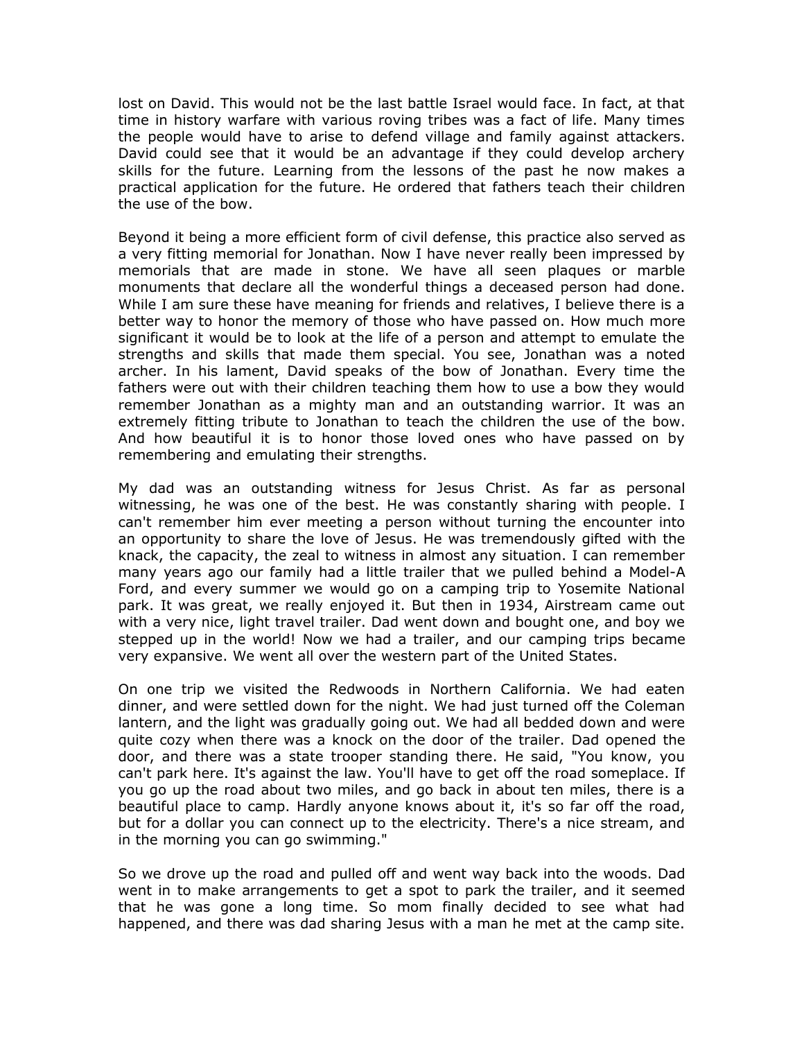lost on David. This would not be the last battle Israel would face. In fact, at that time in history warfare with various roving tribes was a fact of life. Many times the people would have to arise to defend village and family against attackers. David could see that it would be an advantage if they could develop archery skills for the future. Learning from the lessons of the past he now makes a practical application for the future. He ordered that fathers teach their children the use of the bow.

Beyond it being a more efficient form of civil defense, this practice also served as a very fitting memorial for Jonathan. Now I have never really been impressed by memorials that are made in stone. We have all seen plaques or marble monuments that declare all the wonderful things a deceased person had done. While I am sure these have meaning for friends and relatives, I believe there is a better way to honor the memory of those who have passed on. How much more significant it would be to look at the life of a person and attempt to emulate the strengths and skills that made them special. You see, Jonathan was a noted archer. In his lament, David speaks of the bow of Jonathan. Every time the fathers were out with their children teaching them how to use a bow they would remember Jonathan as a mighty man and an outstanding warrior. It was an extremely fitting tribute to Jonathan to teach the children the use of the bow. And how beautiful it is to honor those loved ones who have passed on by remembering and emulating their strengths.

My dad was an outstanding witness for Jesus Christ. As far as personal witnessing, he was one of the best. He was constantly sharing with people. I can't remember him ever meeting a person without turning the encounter into an opportunity to share the love of Jesus. He was tremendously gifted with the knack, the capacity, the zeal to witness in almost any situation. I can remember many years ago our family had a little trailer that we pulled behind a Model-A Ford, and every summer we would go on a camping trip to Yosemite National park. It was great, we really enjoyed it. But then in 1934, Airstream came out with a very nice, light travel trailer. Dad went down and bought one, and boy we stepped up in the world! Now we had a trailer, and our camping trips became very expansive. We went all over the western part of the United States.

On one trip we visited the Redwoods in Northern California. We had eaten dinner, and were settled down for the night. We had just turned off the Coleman lantern, and the light was gradually going out. We had all bedded down and were quite cozy when there was a knock on the door of the trailer. Dad opened the door, and there was a state trooper standing there. He said, "You know, you can't park here. It's against the law. You'll have to get off the road someplace. If you go up the road about two miles, and go back in about ten miles, there is a beautiful place to camp. Hardly anyone knows about it, it's so far off the road, but for a dollar you can connect up to the electricity. There's a nice stream, and in the morning you can go swimming."

So we drove up the road and pulled off and went way back into the woods. Dad went in to make arrangements to get a spot to park the trailer, and it seemed that he was gone a long time. So mom finally decided to see what had happened, and there was dad sharing Jesus with a man he met at the camp site.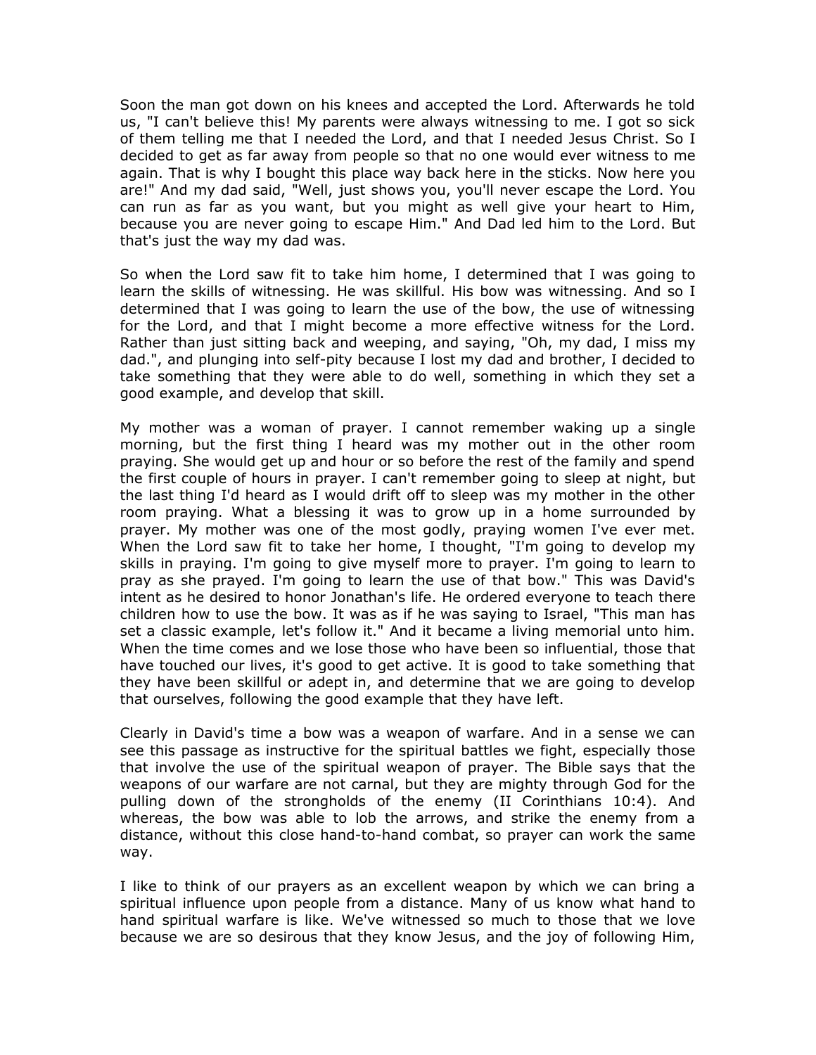Soon the man got down on his knees and accepted the Lord. Afterwards he told us, "I can't believe this! My parents were always witnessing to me. I got so sick of them telling me that I needed the Lord, and that I needed Jesus Christ. So I decided to get as far away from people so that no one would ever witness to me again. That is why I bought this place way back here in the sticks. Now here you are!" And my dad said, "Well, just shows you, you'll never escape the Lord. You can run as far as you want, but you might as well give your heart to Him, because you are never going to escape Him." And Dad led him to the Lord. But that's just the way my dad was.

So when the Lord saw fit to take him home, I determined that I was going to learn the skills of witnessing. He was skillful. His bow was witnessing. And so I determined that I was going to learn the use of the bow, the use of witnessing for the Lord, and that I might become a more effective witness for the Lord. Rather than just sitting back and weeping, and saying, "Oh, my dad, I miss my dad.", and plunging into self-pity because I lost my dad and brother, I decided to take something that they were able to do well, something in which they set a good example, and develop that skill.

My mother was a woman of prayer. I cannot remember waking up a single morning, but the first thing I heard was my mother out in the other room praying. She would get up and hour or so before the rest of the family and spend the first couple of hours in prayer. I can't remember going to sleep at night, but the last thing I'd heard as I would drift off to sleep was my mother in the other room praying. What a blessing it was to grow up in a home surrounded by prayer. My mother was one of the most godly, praying women I've ever met. When the Lord saw fit to take her home, I thought, "I'm going to develop my skills in praying. I'm going to give myself more to prayer. I'm going to learn to pray as she prayed. I'm going to learn the use of that bow." This was David's intent as he desired to honor Jonathan's life. He ordered everyone to teach there children how to use the bow. It was as if he was saying to Israel, "This man has set a classic example, let's follow it." And it became a living memorial unto him. When the time comes and we lose those who have been so influential, those that have touched our lives, it's good to get active. It is good to take something that they have been skillful or adept in, and determine that we are going to develop that ourselves, following the good example that they have left.

Clearly in David's time a bow was a weapon of warfare. And in a sense we can see this passage as instructive for the spiritual battles we fight, especially those that involve the use of the spiritual weapon of prayer. The Bible says that the weapons of our warfare are not carnal, but they are mighty through God for the pulling down of the strongholds of the enemy (II Corinthians 10:4). And whereas, the bow was able to lob the arrows, and strike the enemy from a distance, without this close hand-to-hand combat, so prayer can work the same way.

I like to think of our prayers as an excellent weapon by which we can bring a spiritual influence upon people from a distance. Many of us know what hand to hand spiritual warfare is like. We've witnessed so much to those that we love because we are so desirous that they know Jesus, and the joy of following Him,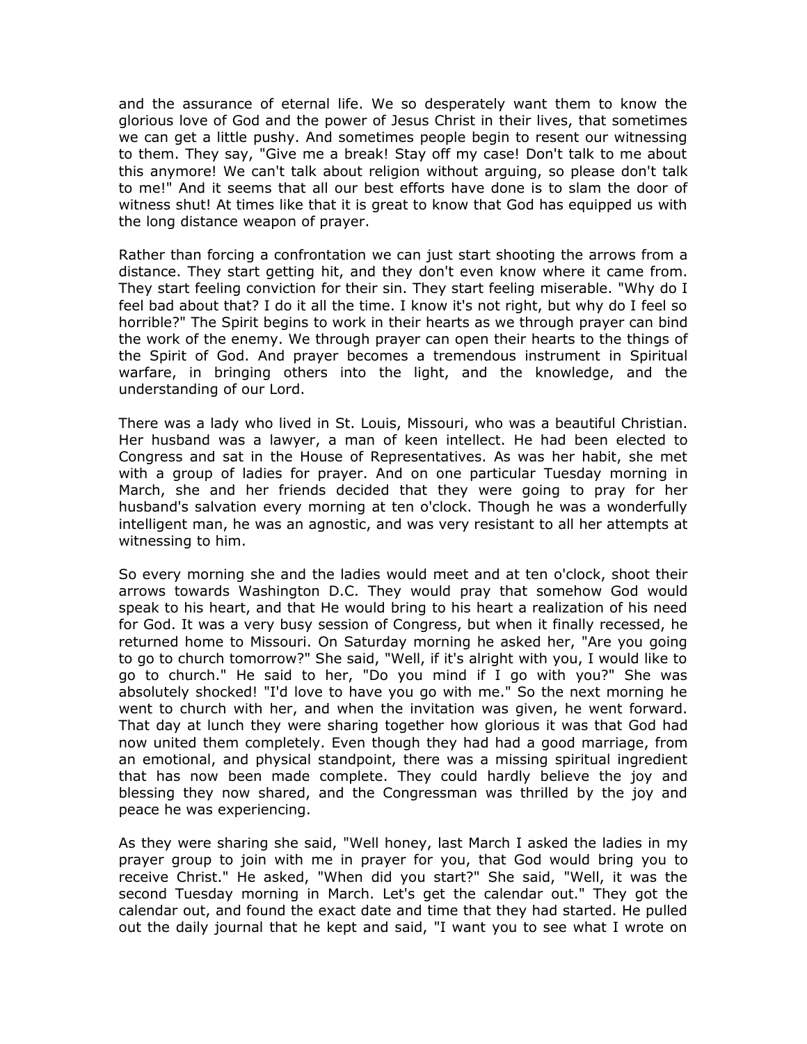and the assurance of eternal life. We so desperately want them to know the glorious love of God and the power of Jesus Christ in their lives, that sometimes we can get a little pushy. And sometimes people begin to resent our witnessing to them. They say, "Give me a break! Stay off my case! Don't talk to me about this anymore! We can't talk about religion without arguing, so please don't talk to me!" And it seems that all our best efforts have done is to slam the door of witness shut! At times like that it is great to know that God has equipped us with the long distance weapon of prayer.

Rather than forcing a confrontation we can just start shooting the arrows from a distance. They start getting hit, and they don't even know where it came from. They start feeling conviction for their sin. They start feeling miserable. "Why do I feel bad about that? I do it all the time. I know it's not right, but why do I feel so horrible?" The Spirit begins to work in their hearts as we through prayer can bind the work of the enemy. We through prayer can open their hearts to the things of the Spirit of God. And prayer becomes a tremendous instrument in Spiritual warfare, in bringing others into the light, and the knowledge, and the understanding of our Lord.

There was a lady who lived in St. Louis, Missouri, who was a beautiful Christian. Her husband was a lawyer, a man of keen intellect. He had been elected to Congress and sat in the House of Representatives. As was her habit, she met with a group of ladies for prayer. And on one particular Tuesday morning in March, she and her friends decided that they were going to pray for her husband's salvation every morning at ten o'clock. Though he was a wonderfully intelligent man, he was an agnostic, and was very resistant to all her attempts at witnessing to him.

So every morning she and the ladies would meet and at ten o'clock, shoot their arrows towards Washington D.C. They would pray that somehow God would speak to his heart, and that He would bring to his heart a realization of his need for God. It was a very busy session of Congress, but when it finally recessed, he returned home to Missouri. On Saturday morning he asked her, "Are you going to go to church tomorrow?" She said, "Well, if it's alright with you, I would like to go to church." He said to her, "Do you mind if I go with you?" She was absolutely shocked! "I'd love to have you go with me." So the next morning he went to church with her, and when the invitation was given, he went forward. That day at lunch they were sharing together how glorious it was that God had now united them completely. Even though they had had a good marriage, from an emotional, and physical standpoint, there was a missing spiritual ingredient that has now been made complete. They could hardly believe the joy and blessing they now shared, and the Congressman was thrilled by the joy and peace he was experiencing.

As they were sharing she said, "Well honey, last March I asked the ladies in my prayer group to join with me in prayer for you, that God would bring you to receive Christ." He asked, "When did you start?" She said, "Well, it was the second Tuesday morning in March. Let's get the calendar out." They got the calendar out, and found the exact date and time that they had started. He pulled out the daily journal that he kept and said, "I want you to see what I wrote on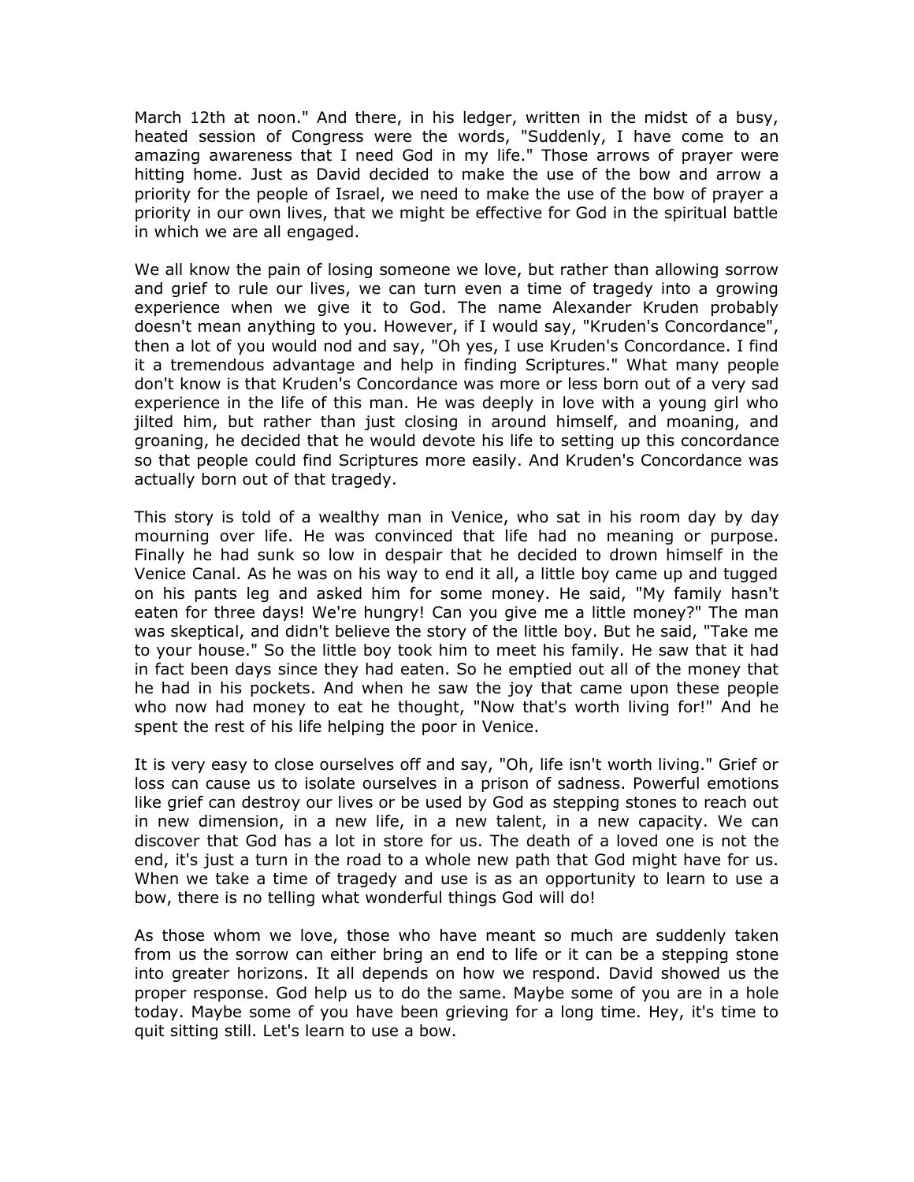March 12th at noon." And there, in his ledger, written in the midst of a busy, heated session of Congress were the words, "Suddenly, I have come to an amazing awareness that I need God in my life." Those arrows of prayer were hitting home. Just as David decided to make the use of the bow and arrow a priority for the people of Israel, we need to make the use of the bow of prayer a priority in our own lives, that we might be effective for God in the spiritual battle in which we are all engaged.

We all know the pain of losing someone we love, but rather than allowing sorrow and grief to rule our lives, we can turn even a time of tragedy into a growing experience when we give it to God. The name Alexander Kruden probably doesn't mean anything to you. However, if I would say, "Kruden's Concordance", then a lot of you would nod and say, "Oh yes, I use Kruden's Concordance. I find it a tremendous advantage and help in finding Scriptures." What many people don't know is that Kruden's Concordance was more or less born out of a very sad experience in the life of this man. He was deeply in love with a young girl who jilted him, but rather than just closing in around himself, and moaning, and groaning, he decided that he would devote his life to setting up this concordance so that people could find Scriptures more easily. And Kruden's Concordance was actually born out of that tragedy.

This story is told of a wealthy man in Venice, who sat in his room day by day mourning over life. He was convinced that life had no meaning or purpose. Finally he had sunk so low in despair that he decided to drown himself in the Venice Canal. As he was on his way to end it all, a little boy came up and tugged on his pants leg and asked him for some money. He said, "My family hasn't eaten for three days! We're hungry! Can you give me a little money?" The man was skeptical, and didn't believe the story of the little boy. But he said, "Take me to your house." So the little boy took him to meet his family. He saw that it had in fact been days since they had eaten. So he emptied out all of the money that he had in his pockets. And when he saw the joy that came upon these people who now had money to eat he thought, "Now that's worth living for!" And he spent the rest of his life helping the poor in Venice.

It is very easy to close ourselves off and say, "Oh, life isn't worth living." Grief or loss can cause us to isolate ourselves in a prison of sadness. Powerful emotions like grief can destroy our lives or be used by God as stepping stones to reach out in new dimension, in a new life, in a new talent, in a new capacity. We can discover that God has a lot in store for us. The death of a loved one is not the end, it's just a turn in the road to a whole new path that God might have for us. When we take a time of tragedy and use is as an opportunity to learn to use a bow, there is no telling what wonderful things God will do!

As those whom we love, those who have meant so much are suddenly taken from us the sorrow can either bring an end to life or it can be a stepping stone into greater horizons. It all depends on how we respond. David showed us the proper response. God help us to do the same. Maybe some of you are in a hole today. Maybe some of you have been grieving for a long time. Hey, it's time to quit sitting still. Let's learn to use a bow.